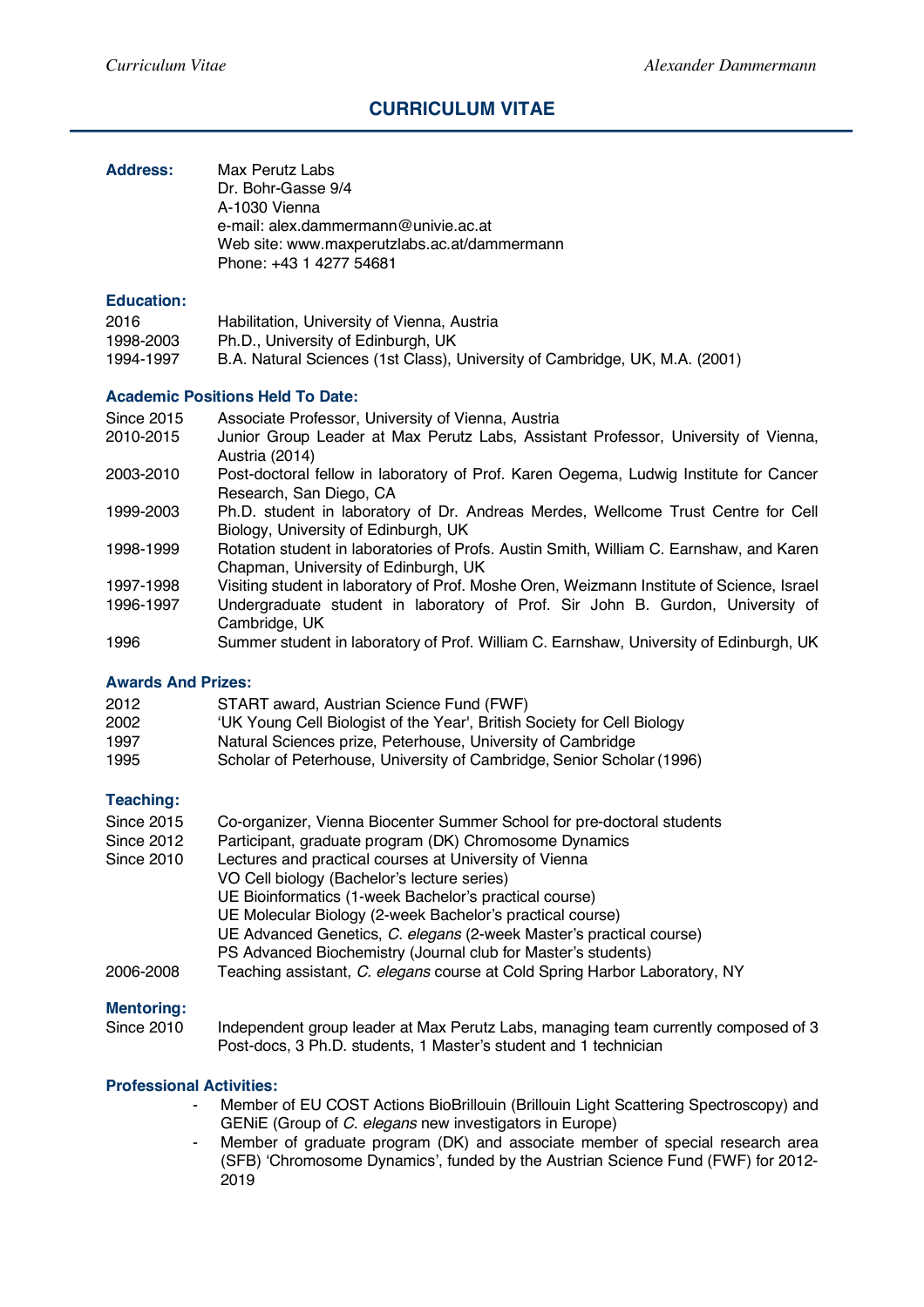# CURRICULUM VITAE

**Address:**

Max Perutz Labs
Dr. Bohr-Gasse 9/4
A-1030 Vienna
e-mail: alex.dammermann@univie.ac.at
Web site: www.maxperutzlabs.ac.at/dammermann
Phone: +43 1 4277 54681

## Education:

| | |
|---|---|
| 2016 | Habilitation, University of Vienna, Austria |
| 1998-2003 | Ph.D., University of Edinburgh, UK |
| 1994-1997 | B.A. Natural Sciences (1st Class), University of Cambridge, UK, M.A. (2001) |

## Academic Positions Held To Date:

| | |
|---|---|
| Since 2015 | Associate Professor, University of Vienna, Austria |
| 2010-2015 | Junior Group Leader at Max Perutz Labs, Assistant Professor, University of Vienna, Austria (2014) |
| 2003-2010 | Post-doctoral fellow in laboratory of Prof. Karen Oegema, Ludwig Institute for Cancer Research, San Diego, CA |
| 1999-2003 | Ph.D. student in laboratory of Dr. Andreas Merdes, Wellcome Trust Centre for Cell Biology, University of Edinburgh, UK |
| 1998-1999 | Rotation student in laboratories of Profs. Austin Smith, William C. Earnshaw, and Karen Chapman, University of Edinburgh, UK |
| 1997-1998 | Visiting student in laboratory of Prof. Moshe Oren, Weizmann Institute of Science, Israel |
| 1996-1997 | Undergraduate student in laboratory of Prof. Sir John B. Gurdon, University of Cambridge, UK |
| 1996 | Summer student in laboratory of Prof. William C. Earnshaw, University of Edinburgh, UK |

## Awards And Prizes:

| | |
|---|---|
| 2012 | START award, Austrian Science Fund (FWF) |
| 2002 | 'UK Young Cell Biologist of the Year', British Society for Cell Biology |
| 1997 | Natural Sciences prize, Peterhouse, University of Cambridge |
| 1995 | Scholar of Peterhouse, University of Cambridge, Senior Scholar (1996) |

## Teaching:

| | |
|---|---|
| Since 2015 | Co-organizer, Vienna Biocenter Summer School for pre-doctoral students |
| Since 2012 | Participant, graduate program (DK) Chromosome Dynamics |
| Since 2010 | Lectures and practical courses at University of Vienna<br>VO Cell biology (Bachelor's lecture series)<br>UE Bioinformatics (1-week Bachelor's practical course)<br>UE Molecular Biology (2-week Bachelor's practical course)<br>UE Advanced Genetics, *C. elegans* (2-week Master's practical course)<br>PS Advanced Biochemistry (Journal club for Master's students) |
| 2006-2008 | Teaching assistant, *C. elegans* course at Cold Spring Harbor Laboratory, NY |

## Mentoring:

| | |
|---|---|
| Since 2010 | Independent group leader at Max Perutz Labs, managing team currently composed of 3 Post-docs, 3 Ph.D. students, 1 Master's student and 1 technician |

## Professional Activities:

- Member of EU COST Actions BioBrillouin (Brillouin Light Scattering Spectroscopy) and GENiE (Group of *C. elegans* new investigators in Europe)
- Member of graduate program (DK) and associate member of special research area (SFB) 'Chromosome Dynamics', funded by the Austrian Science Fund (FWF) for 2012-2019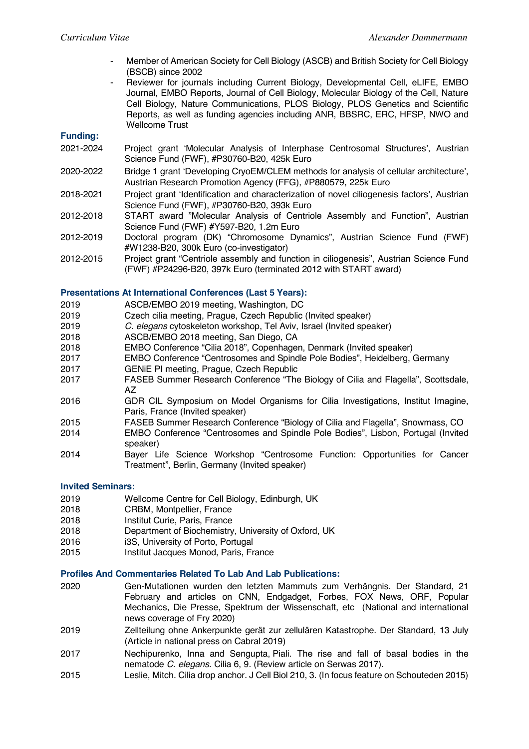- Member of American Society for Cell Biology (ASCB) and British Society for Cell Biology (BSCB) since 2002
- Reviewer for journals including Current Biology, Developmental Cell, eLIFE, EMBO Journal, EMBO Reports, Journal of Cell Biology, Molecular Biology of the Cell, Nature Cell Biology, Nature Communications, PLOS Biology, PLOS Genetics and Scientific Reports, as well as funding agencies including ANR, BBSRC, ERC, HFSP, NWO and Wellcome Trust

**Funding:**

2021-2024 Project grant 'Molecular Analysis of Interphase Centrosomal Structures', Austrian Science Fund (FWF), #P30760-B20, 425k Euro

2020-2022 Bridge 1 grant 'Developing CryoEM/CLEM methods for analysis of cellular architecture', Austrian Research Promotion Agency (FFG), #P880579, 225k Euro

2018-2021 Project grant 'Identification and characterization of novel ciliogenesis factors', Austrian Science Fund (FWF), #P30760-B20, 393k Euro

2012-2018 START award "Molecular Analysis of Centriole Assembly and Function", Austrian Science Fund (FWF) #Y597-B20, 1.2m Euro

2012-2019 Doctoral program (DK) "Chromosome Dynamics", Austrian Science Fund (FWF) #W1238-B20, 300k Euro (co-investigator)

2012-2015 Project grant "Centriole assembly and function in ciliogenesis", Austrian Science Fund (FWF) #P24296-B20, 397k Euro (terminated 2012 with START award)

**Presentations At International Conferences (Last 5 Years):**

2019 ASCB/EMBO 2019 meeting, Washington, DC

2019 Czech cilia meeting, Prague, Czech Republic (Invited speaker)

2019 *C. elegans* cytoskeleton workshop, Tel Aviv, Israel (Invited speaker)

2018 ASCB/EMBO 2018 meeting, San Diego, CA

2018 EMBO Conference "Cilia 2018", Copenhagen, Denmark (Invited speaker)

2017 EMBO Conference "Centrosomes and Spindle Pole Bodies", Heidelberg, Germany

2017 GENiE PI meeting, Prague, Czech Republic

2017 FASEB Summer Research Conference "The Biology of Cilia and Flagella", Scottsdale, AZ

2016 GDR CIL Symposium on Model Organisms for Cilia Investigations, Institut Imagine, Paris, France (Invited speaker)

2015 FASEB Summer Research Conference "Biology of Cilia and Flagella", Snowmass, CO

2014 EMBO Conference "Centrosomes and Spindle Pole Bodies", Lisbon, Portugal (Invited speaker)

2014 Bayer Life Science Workshop "Centrosome Function: Opportunities for Cancer Treatment", Berlin, Germany (Invited speaker)

**Invited Seminars:**

2019 Wellcome Centre for Cell Biology, Edinburgh, UK

2018 CRBM, Montpellier, France

2018 Institut Curie, Paris, France

2018 Department of Biochemistry, University of Oxford, UK

2016 i3S, University of Porto, Portugal

2015 Institut Jacques Monod, Paris, France

**Profiles And Commentaries Related To Lab And Lab Publications:**

2020 Gen-Mutationen wurden den letzten Mammuts zum Verhängnis. Der Standard, 21 February and articles on CNN, Endgadget, Forbes, FOX News, ORF, Popular Mechanics, Die Presse, Spektrum der Wissenschaft, etc (National and international news coverage of Fry 2020)

2019 Zellteilung ohne Ankerpunkte gerät zur zellulären Katastrophe. Der Standard, 13 July (Article in national press on Cabral 2019)

2017 Nechipurenko, Inna and Sengupta, Piali. The rise and fall of basal bodies in the nematode *C. elegans*. Cilia 6, 9. (Review article on Serwas 2017).

2015 Leslie, Mitch. Cilia drop anchor. J Cell Biol 210, 3. (In focus feature on Schouteden 2015)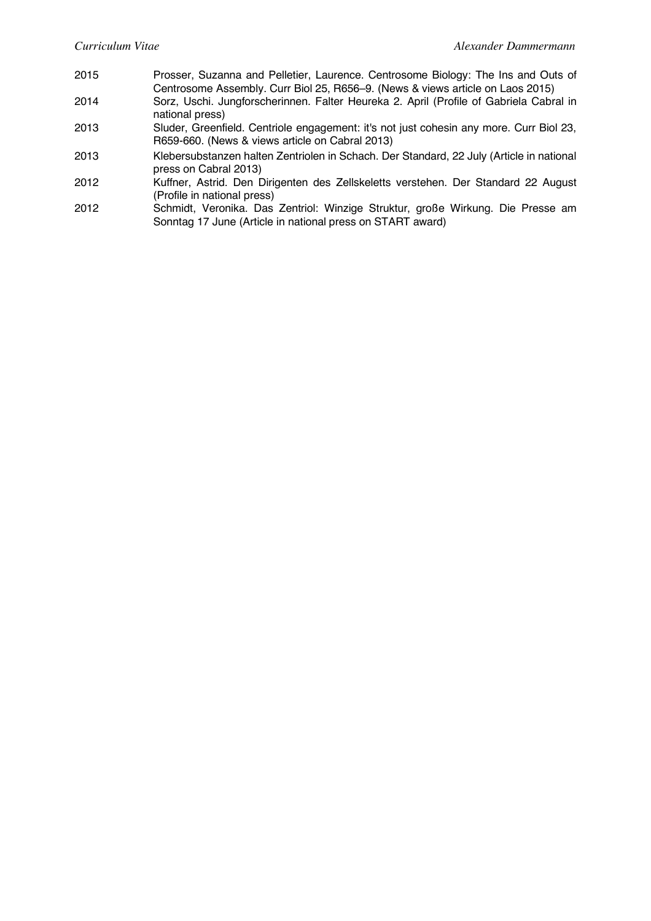| | |
|---|---|
| 2015 | Prosser, Suzanna and Pelletier, Laurence. Centrosome Biology: The Ins and Outs of Centrosome Assembly. Curr Biol 25, R656–9. (News & views article on Laos 2015) |
| 2014 | Sorz, Uschi. Jungforscherinnen. Falter Heureka 2. April (Profile of Gabriela Cabral in national press) |
| 2013 | Sluder, Greenfield. Centriole engagement: it's not just cohesin any more. Curr Biol 23, R659-660. (News & views article on Cabral 2013) |
| 2013 | Klebersubstanzen halten Zentriolen in Schach. Der Standard, 22 July (Article in national press on Cabral 2013) |
| 2012 | Kuffner, Astrid. Den Dirigenten des Zellskeletts verstehen. Der Standard 22 August (Profile in national press) |
| 2012 | Schmidt, Veronika. Das Zentriol: Winzige Struktur, große Wirkung. Die Presse am Sonntag 17 June (Article in national press on START award) |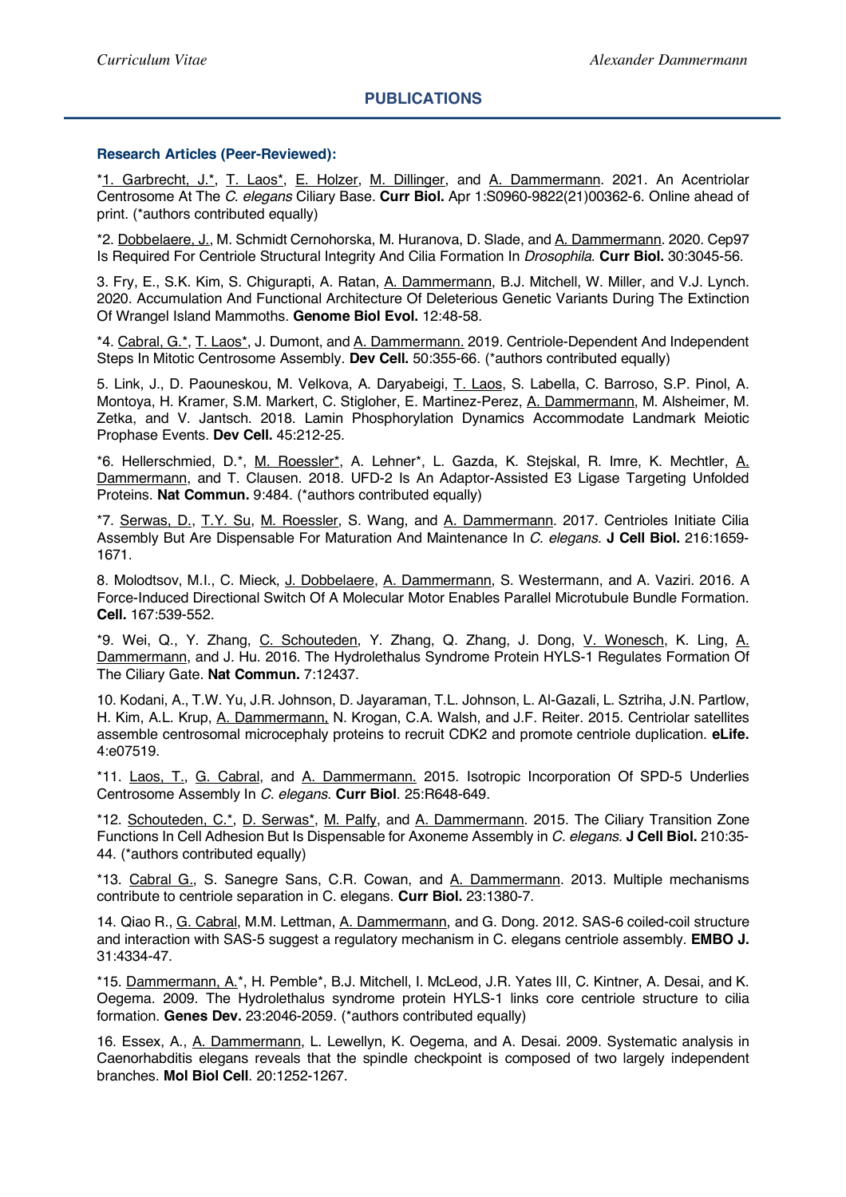## PUBLICATIONS

### Research Articles (Peer-Reviewed):

*1. Garbrecht, J.*, T. Laos*, E. Holzer, M. Dillinger, and A. Dammermann. 2021. An Acentriolar Centrosome At The *C. elegans* Ciliary Base. **Curr Biol.** Apr 1:S0960-9822(21)00362-6. Online ahead of print. (*authors contributed equally)

*2. Dobbelaere, J., M. Schmidt Cernohorska, M. Huranova, D. Slade, and A. Dammermann. 2020. Cep97 Is Required For Centriole Structural Integrity And Cilia Formation In *Drosophila*. **Curr Biol.** 30:3045-56.

3. Fry, E., S.K. Kim, S. Chigurapti, A. Ratan, A. Dammermann, B.J. Mitchell, W. Miller, and V.J. Lynch. 2020. Accumulation And Functional Architecture Of Deleterious Genetic Variants During The Extinction Of Wrangel Island Mammoths. **Genome Biol Evol.** 12:48-58.

*4. Cabral, G.*, T. Laos*, J. Dumont, and A. Dammermann. 2019. Centriole-Dependent And Independent Steps In Mitotic Centrosome Assembly. **Dev Cell.** 50:355-66. (*authors contributed equally)

5. Link, J., D. Paouneskou, M. Velkova, A. Daryabeigi, T. Laos, S. Labella, C. Barroso, S.P. Pinol, A. Montoya, H. Kramer, S.M. Markert, C. Stigloher, E. Martinez-Perez, A. Dammermann, M. Alsheimer, M. Zetka, and V. Jantsch. 2018. Lamin Phosphorylation Dynamics Accommodate Landmark Meiotic Prophase Events. **Dev Cell.** 45:212-25.

*6. Hellerschmied, D.*, M. Roessler*, A. Lehner*, L. Gazda, K. Stejskal, R. Imre, K. Mechtler, A. Dammermann, and T. Clausen. 2018. UFD-2 Is An Adaptor-Assisted E3 Ligase Targeting Unfolded Proteins. **Nat Commun.** 9:484. (*authors contributed equally)

*7. Serwas, D., T.Y. Su, M. Roessler, S. Wang, and A. Dammermann. 2017. Centrioles Initiate Cilia Assembly But Are Dispensable For Maturation And Maintenance In *C. elegans*. **J Cell Biol.** 216:1659-1671.

8. Molodtsov, M.I., C. Mieck, J. Dobbelaere, A. Dammermann, S. Westermann, and A. Vaziri. 2016. A Force-Induced Directional Switch Of A Molecular Motor Enables Parallel Microtubule Bundle Formation. **Cell.** 167:539-552.

*9. Wei, Q., Y. Zhang, C. Schouteden, Y. Zhang, Q. Zhang, J. Dong, V. Wonesch, K. Ling, A. Dammermann, and J. Hu. 2016. The Hydrolethalus Syndrome Protein HYLS-1 Regulates Formation Of The Ciliary Gate. **Nat Commun.** 7:12437.

10. Kodani, A., T.W. Yu, J.R. Johnson, D. Jayaraman, T.L. Johnson, L. Al-Gazali, L. Sztriha, J.N. Partlow, H. Kim, A.L. Krup, A. Dammermann, N. Krogan, C.A. Walsh, and J.F. Reiter. 2015. Centriolar satellites assemble centrosomal microcephaly proteins to recruit CDK2 and promote centriole duplication. **eLife.** 4:e07519.

*11. Laos, T., G. Cabral, and A. Dammermann. 2015. Isotropic Incorporation Of SPD-5 Underlies Centrosome Assembly In *C. elegans*. **Curr Biol**. 25:R648-649.

*12. Schouteden, C.*, D. Serwas*, M. Palfy, and A. Dammermann. 2015. The Ciliary Transition Zone Functions In Cell Adhesion But Is Dispensable for Axoneme Assembly in *C. elegans*. **J Cell Biol.** 210:35-44. (*authors contributed equally)

*13. Cabral G., S. Sanegre Sans, C.R. Cowan, and A. Dammermann. 2013. Multiple mechanisms contribute to centriole separation in C. elegans. **Curr Biol.** 23:1380-7.

14. Qiao R., G. Cabral, M.M. Lettman, A. Dammermann, and G. Dong. 2012. SAS-6 coiled-coil structure and interaction with SAS-5 suggest a regulatory mechanism in C. elegans centriole assembly. **EMBO J.** 31:4334-47.

*15. Dammermann, A.*, H. Pemble*, B.J. Mitchell, I. McLeod, J.R. Yates III, C. Kintner, A. Desai, and K. Oegema. 2009. The Hydrolethalus syndrome protein HYLS-1 links core centriole structure to cilia formation. **Genes Dev.** 23:2046-2059. (*authors contributed equally)

16. Essex, A., A. Dammermann, L. Lewellyn, K. Oegema, and A. Desai. 2009. Systematic analysis in Caenorhabditis elegans reveals that the spindle checkpoint is composed of two largely independent branches. **Mol Biol Cell**. 20:1252-1267.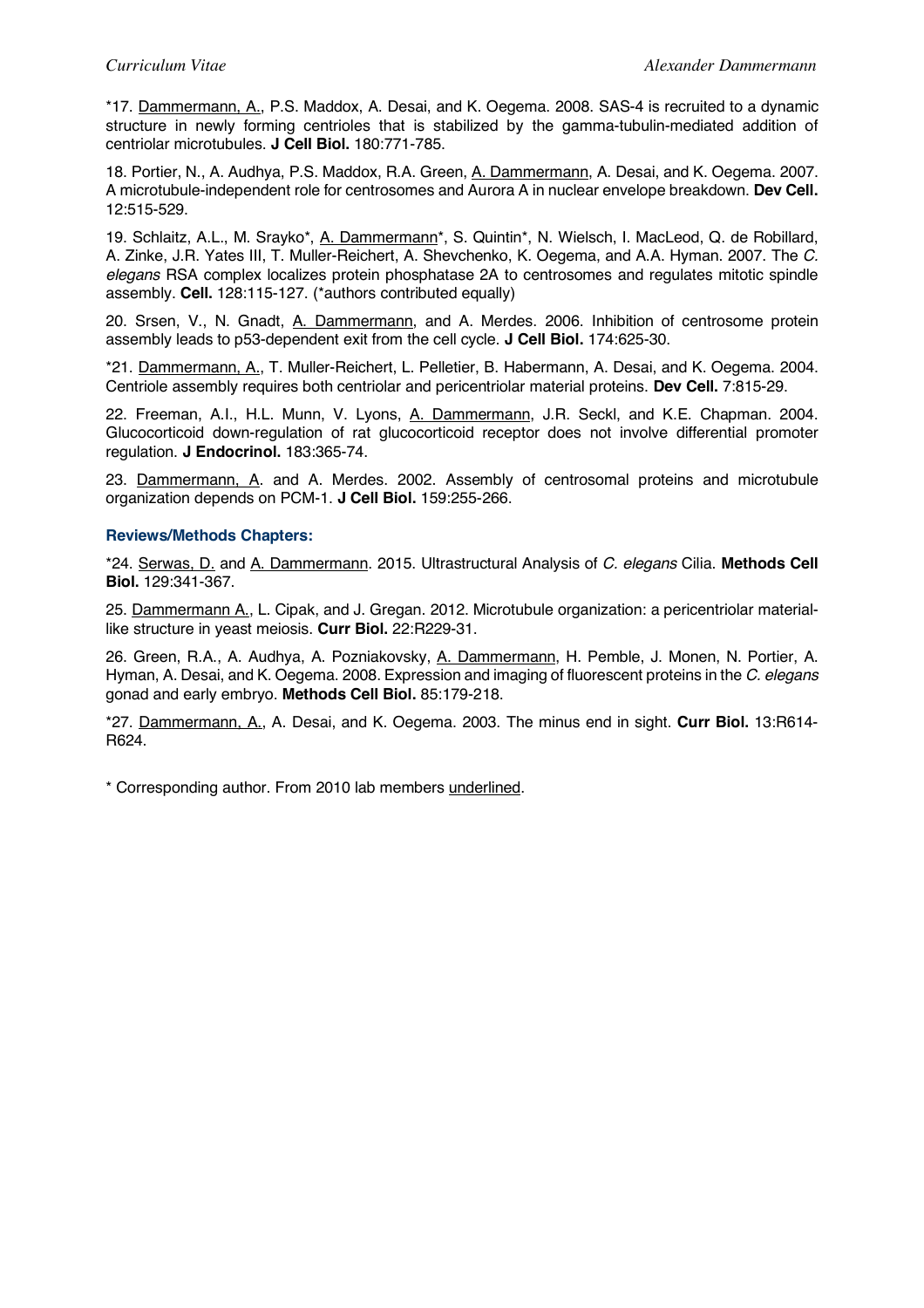*17. Dammermann, A., P.S. Maddox, A. Desai, and K. Oegema. 2008. SAS-4 is recruited to a dynamic structure in newly forming centrioles that is stabilized by the gamma-tubulin-mediated addition of centriolar microtubules. **J Cell Biol.** 180:771-785.

18. Portier, N., A. Audhya, P.S. Maddox, R.A. Green, A. Dammermann, A. Desai, and K. Oegema. 2007. A microtubule-independent role for centrosomes and Aurora A in nuclear envelope breakdown. **Dev Cell.** 12:515-529.

19. Schlaitz, A.L., M. Srayko*, A. Dammermann*, S. Quintin*, N. Wielsch, I. MacLeod, Q. de Robillard, A. Zinke, J.R. Yates III, T. Muller-Reichert, A. Shevchenko, K. Oegema, and A.A. Hyman. 2007. The *C. elegans* RSA complex localizes protein phosphatase 2A to centrosomes and regulates mitotic spindle assembly. **Cell.** 128:115-127. (*authors contributed equally)

20. Srsen, V., N. Gnadt, A. Dammermann, and A. Merdes. 2006. Inhibition of centrosome protein assembly leads to p53-dependent exit from the cell cycle. **J Cell Biol.** 174:625-30.

*21. Dammermann, A., T. Muller-Reichert, L. Pelletier, B. Habermann, A. Desai, and K. Oegema. 2004. Centriole assembly requires both centriolar and pericentriolar material proteins. **Dev Cell.** 7:815-29.

22. Freeman, A.I., H.L. Munn, V. Lyons, A. Dammermann, J.R. Seckl, and K.E. Chapman. 2004. Glucocorticoid down-regulation of rat glucocorticoid receptor does not involve differential promoter regulation. **J Endocrinol.** 183:365-74.

23. Dammermann, A. and A. Merdes. 2002. Assembly of centrosomal proteins and microtubule organization depends on PCM-1. **J Cell Biol.** 159:255-266.

### Reviews/Methods Chapters:

*24. Serwas, D. and A. Dammermann. 2015. Ultrastructural Analysis of *C. elegans* Cilia. **Methods Cell Biol.** 129:341-367.

25. Dammermann A., L. Cipak, and J. Gregan. 2012. Microtubule organization: a pericentriolar material-like structure in yeast meiosis. **Curr Biol.** 22:R229-31.

26. Green, R.A., A. Audhya, A. Pozniakovsky, A. Dammermann, H. Pemble, J. Monen, N. Portier, A. Hyman, A. Desai, and K. Oegema. 2008. Expression and imaging of fluorescent proteins in the *C. elegans* gonad and early embryo. **Methods Cell Biol.** 85:179-218.

*27. Dammermann, A., A. Desai, and K. Oegema. 2003. The minus end in sight. **Curr Biol.** 13:R614-R624.

* Corresponding author. From 2010 lab members underlined.